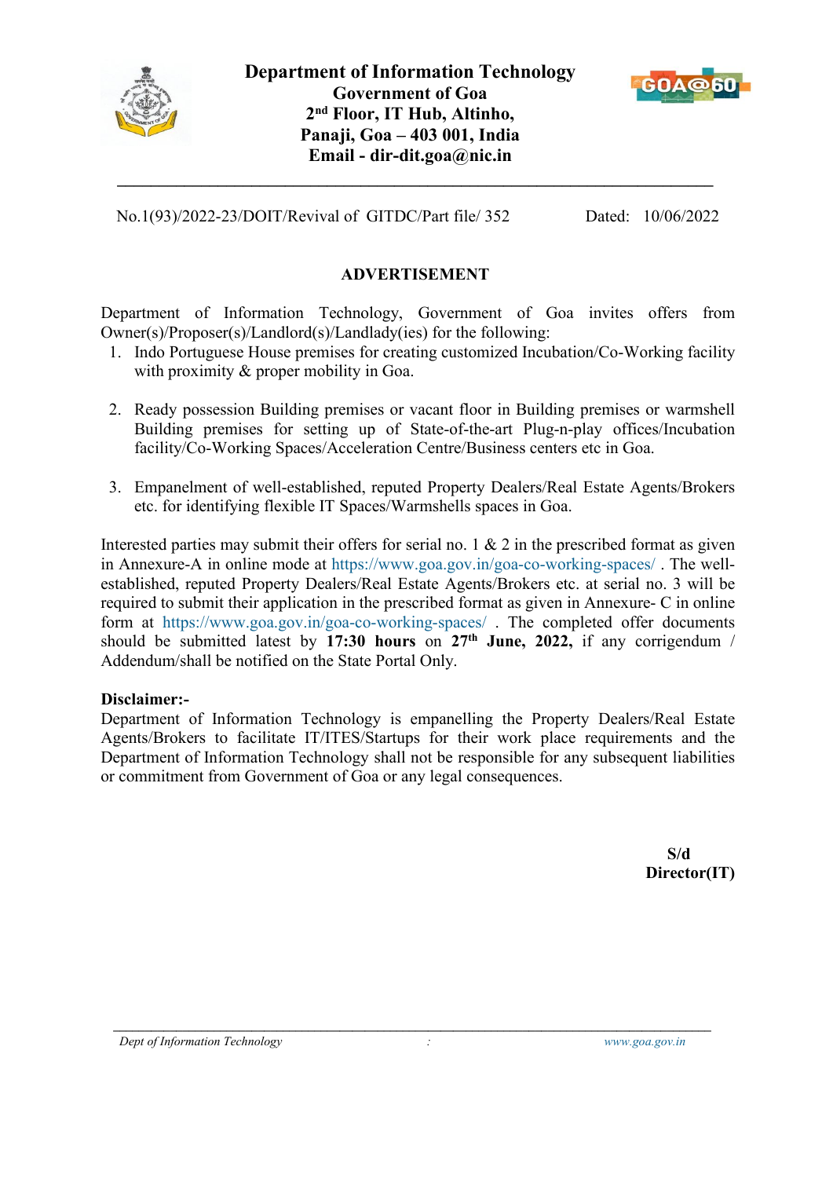**Department of Information Technology**
**Government of Goa**
**2nd Floor, IT Hub, Altinho,**
**Panaji, Goa – 403 001, India**
**Email - dir-dit.goa@nic.in**

---

No.1(93)/2022-23/DOIT/Revival of GITDC/Part file/ 352 Dated: 10/06/2022

## ADVERTISEMENT

Department of Information Technology, Government of Goa invites offers from Owner(s)/Proposer(s)/Landlord(s)/Landlady(ies) for the following:

1. Indo Portuguese House premises for creating customized Incubation/Co-Working facility with proximity & proper mobility in Goa.

2. Ready possession Building premises or vacant floor in Building premises or warmshell Building premises for setting up of State-of-the-art Plug-n-play offices/Incubation facility/Co-Working Spaces/Acceleration Centre/Business centers etc in Goa.

3. Empanelment of well-established, reputed Property Dealers/Real Estate Agents/Brokers etc. for identifying flexible IT Spaces/Warmshells spaces in Goa.

Interested parties may submit their offers for serial no. 1 & 2 in the prescribed format as given in Annexure-A in online mode at https://www.goa.gov.in/goa-co-working-spaces/ . The well-established, reputed Property Dealers/Real Estate Agents/Brokers etc. at serial no. 3 will be required to submit their application in the prescribed format as given in Annexure- C in online form at https://www.goa.gov.in/goa-co-working-spaces/ . The completed offer documents should be submitted latest by **17:30 hours** on **27th June, 2022,** if any corrigendum / Addendum/shall be notified on the State Portal Only.

**Disclaimer:-**

Department of Information Technology is empanelling the Property Dealers/Real Estate Agents/Brokers to facilitate IT/ITES/Startups for their work place requirements and the Department of Information Technology shall not be responsible for any subsequent liabilities or commitment from Government of Goa or any legal consequences.

**S/d**
**Director(IT)**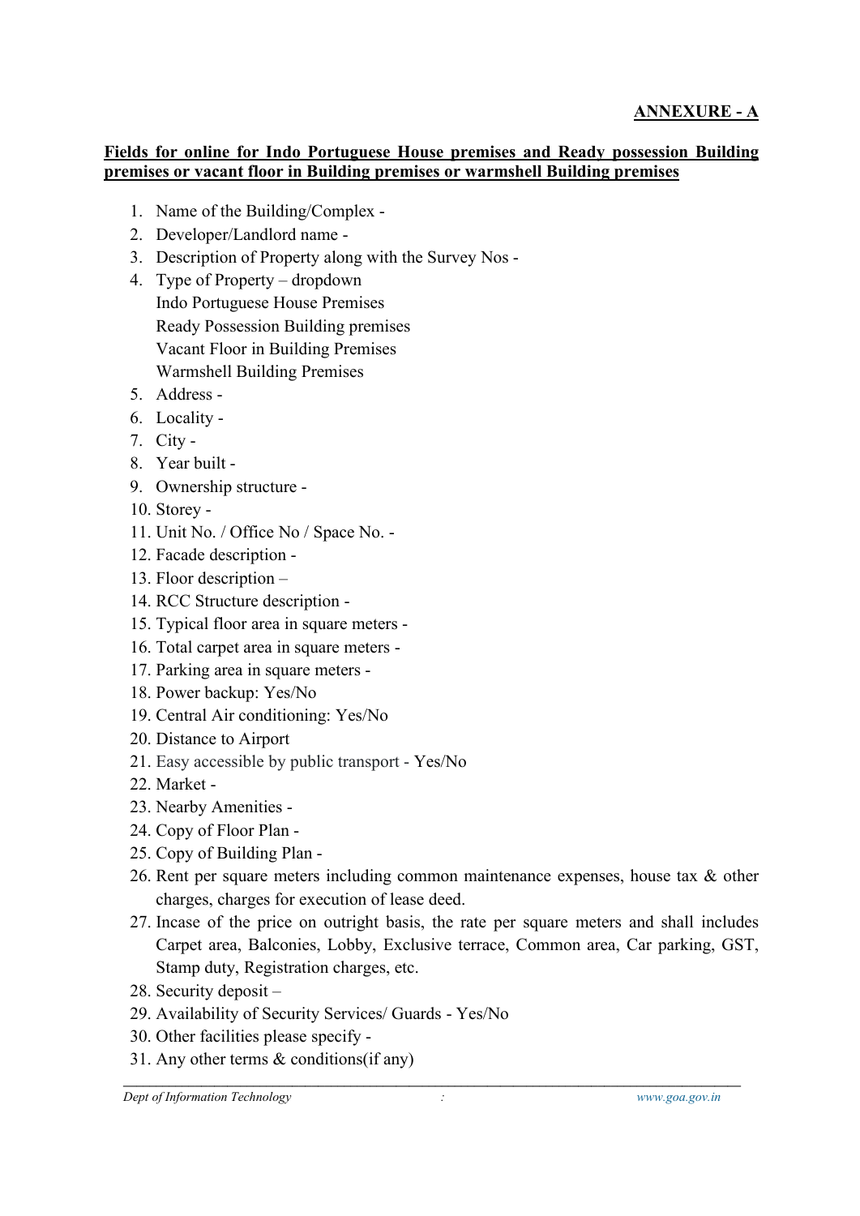**ANNEXURE - A**

**Fields for online for Indo Portuguese House premises and Ready possession Building premises or vacant floor in Building premises or warmshell Building premises**

1. Name of the Building/Complex -
2. Developer/Landlord name -
3. Description of Property along with the Survey Nos -
4. Type of Property – dropdown
   Indo Portuguese House Premises
   Ready Possession Building premises
   Vacant Floor in Building Premises
   Warmshell Building Premises
5. Address -
6. Locality -
7. City -
8. Year built -
9. Ownership structure -
10. Storey -
11. Unit No. / Office No / Space No. -
12. Facade description -
13. Floor description –
14. RCC Structure description -
15. Typical floor area in square meters -
16. Total carpet area in square meters -
17. Parking area in square meters -
18. Power backup: Yes/No
19. Central Air conditioning: Yes/No
20. Distance to Airport
21. Easy accessible by public transport - Yes/No
22. Market -
23. Nearby Amenities -
24. Copy of Floor Plan -
25. Copy of Building Plan -
26. Rent per square meters including common maintenance expenses, house tax & other charges, charges for execution of lease deed.
27. Incase of the price on outright basis, the rate per square meters and shall includes Carpet area, Balconies, Lobby, Exclusive terrace, Common area, Car parking, GST, Stamp duty, Registration charges, etc.
28. Security deposit –
29. Availability of Security Services/ Guards - Yes/No
30. Other facilities please specify -
31. Any other terms & conditions(if any)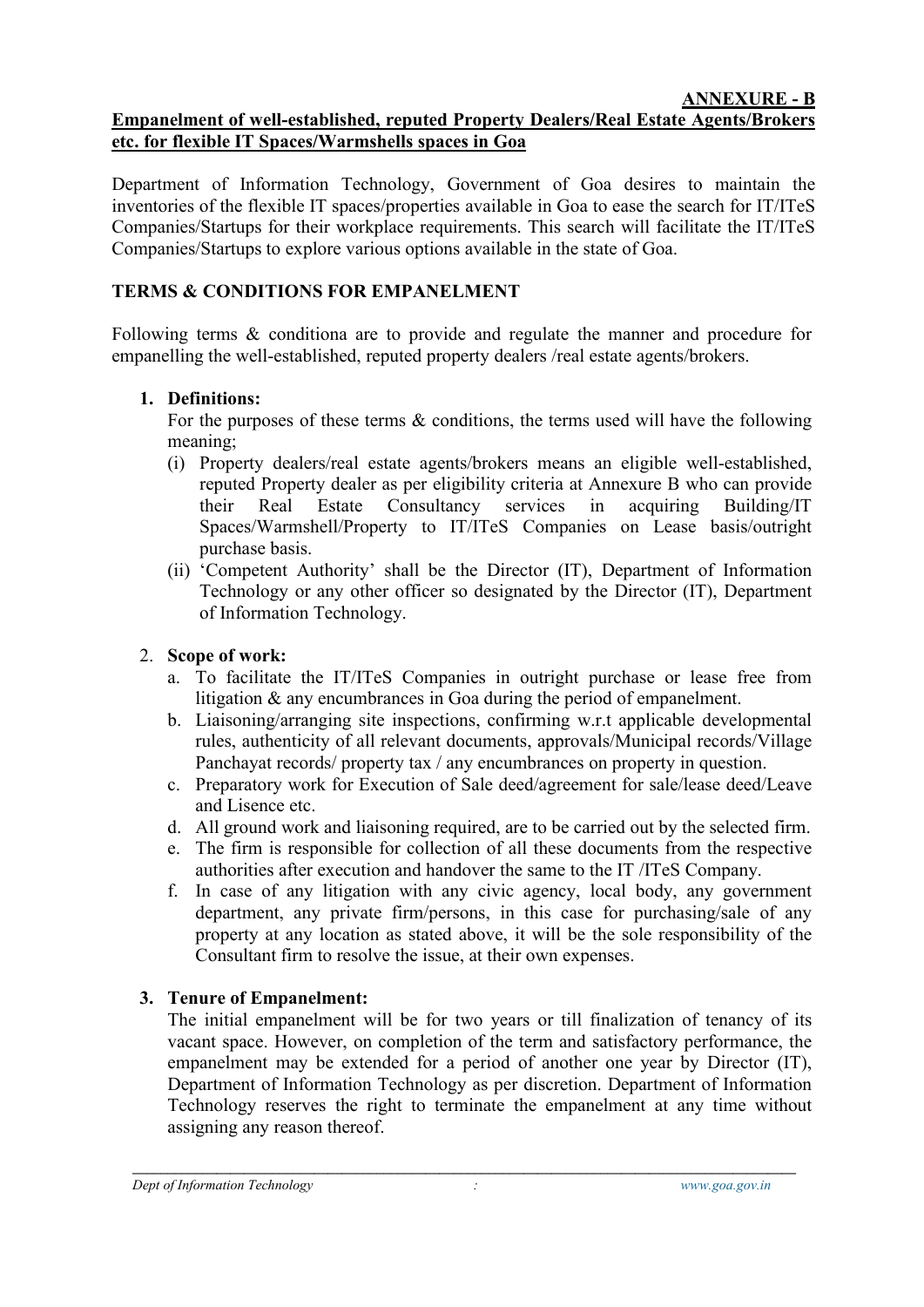**ANNEXURE - B**

**Empanelment of well-established, reputed Property Dealers/Real Estate Agents/Brokers etc. for flexible IT Spaces/Warmshells spaces in Goa**

Department of Information Technology, Government of Goa desires to maintain the inventories of the flexible IT spaces/properties available in Goa to ease the search for IT/ITeS Companies/Startups for their workplace requirements. This search will facilitate the IT/ITeS Companies/Startups to explore various options available in the state of Goa.

**TERMS & CONDITIONS FOR EMPANELMENT**

Following terms & conditiona are to provide and regulate the manner and procedure for empanelling the well-established, reputed property dealers /real estate agents/brokers.

1. **Definitions:**
   For the purposes of these terms & conditions, the terms used will have the following meaning;
   (i) Property dealers/real estate agents/brokers means an eligible well-established, reputed Property dealer as per eligibility criteria at Annexure B who can provide their Real Estate Consultancy services in acquiring Building/IT Spaces/Warmshell/Property to IT/ITeS Companies on Lease basis/outright purchase basis.
   (ii) 'Competent Authority' shall be the Director (IT), Department of Information Technology or any other officer so designated by the Director (IT), Department of Information Technology.

2. **Scope of work:**
   a. To facilitate the IT/ITeS Companies in outright purchase or lease free from litigation & any encumbrances in Goa during the period of empanelment.
   b. Liaisoning/arranging site inspections, confirming w.r.t applicable developmental rules, authenticity of all relevant documents, approvals/Municipal records/Village Panchayat records/ property tax / any encumbrances on property in question.
   c. Preparatory work for Execution of Sale deed/agreement for sale/lease deed/Leave and Lisence etc.
   d. All ground work and liaisoning required, are to be carried out by the selected firm.
   e. The firm is responsible for collection of all these documents from the respective authorities after execution and handover the same to the IT /ITeS Company.
   f. In case of any litigation with any civic agency, local body, any government department, any private firm/persons, in this case for purchasing/sale of any property at any location as stated above, it will be the sole responsibility of the Consultant firm to resolve the issue, at their own expenses.

3. **Tenure of Empanelment:**
   The initial empanelment will be for two years or till finalization of tenancy of its vacant space. However, on completion of the term and satisfactory performance, the empanelment may be extended for a period of another one year by Director (IT), Department of Information Technology as per discretion. Department of Information Technology reserves the right to terminate the empanelment at any time without assigning any reason thereof.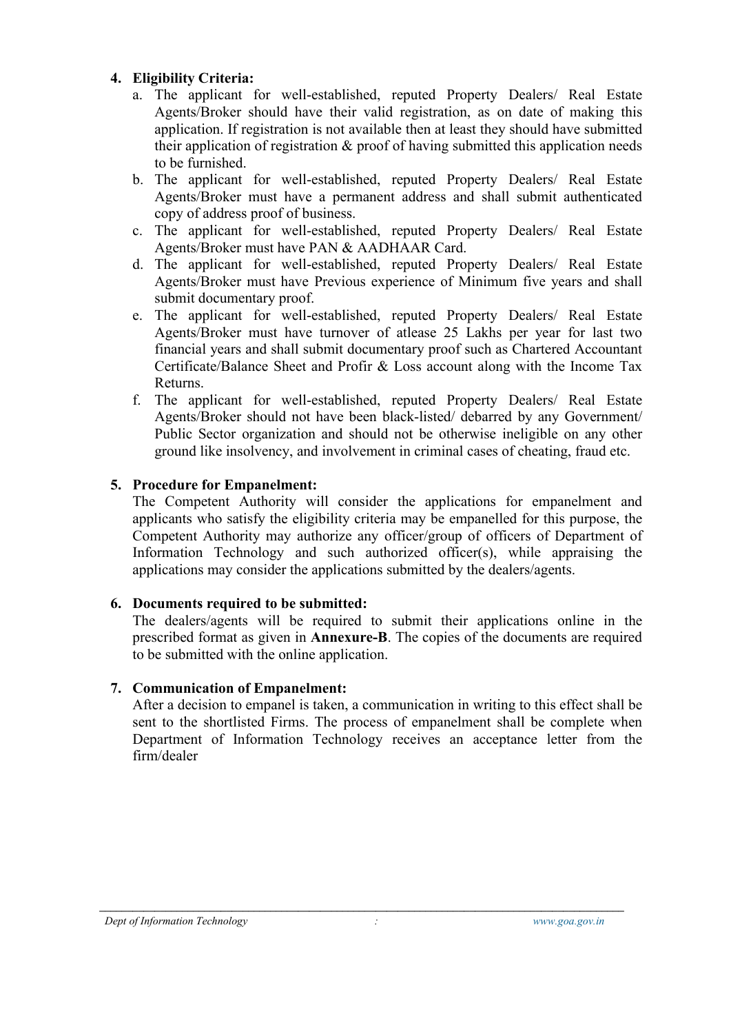4. **Eligibility Criteria:**
   a. The applicant for well-established, reputed Property Dealers/ Real Estate Agents/Broker should have their valid registration, as on date of making this application. If registration is not available then at least they should have submitted their application of registration & proof of having submitted this application needs to be furnished.
   b. The applicant for well-established, reputed Property Dealers/ Real Estate Agents/Broker must have a permanent address and shall submit authenticated copy of address proof of business.
   c. The applicant for well-established, reputed Property Dealers/ Real Estate Agents/Broker must have PAN & AADHAAR Card.
   d. The applicant for well-established, reputed Property Dealers/ Real Estate Agents/Broker must have Previous experience of Minimum five years and shall submit documentary proof.
   e. The applicant for well-established, reputed Property Dealers/ Real Estate Agents/Broker must have turnover of atlease 25 Lakhs per year for last two financial years and shall submit documentary proof such as Chartered Accountant Certificate/Balance Sheet and Profir & Loss account along with the Income Tax Returns.
   f. The applicant for well-established, reputed Property Dealers/ Real Estate Agents/Broker should not have been black-listed/ debarred by any Government/ Public Sector organization and should not be otherwise ineligible on any other ground like insolvency, and involvement in criminal cases of cheating, fraud etc.

5. **Procedure for Empanelment:**
   The Competent Authority will consider the applications for empanelment and applicants who satisfy the eligibility criteria may be empanelled for this purpose, the Competent Authority may authorize any officer/group of officers of Department of Information Technology and such authorized officer(s), while appraising the applications may consider the applications submitted by the dealers/agents.

6. **Documents required to be submitted:**
   The dealers/agents will be required to submit their applications online in the prescribed format as given in **Annexure-B**. The copies of the documents are required to be submitted with the online application.

7. **Communication of Empanelment:**
   After a decision to empanel is taken, a communication in writing to this effect shall be sent to the shortlisted Firms. The process of empanelment shall be complete when Department of Information Technology receives an acceptance letter from the firm/dealer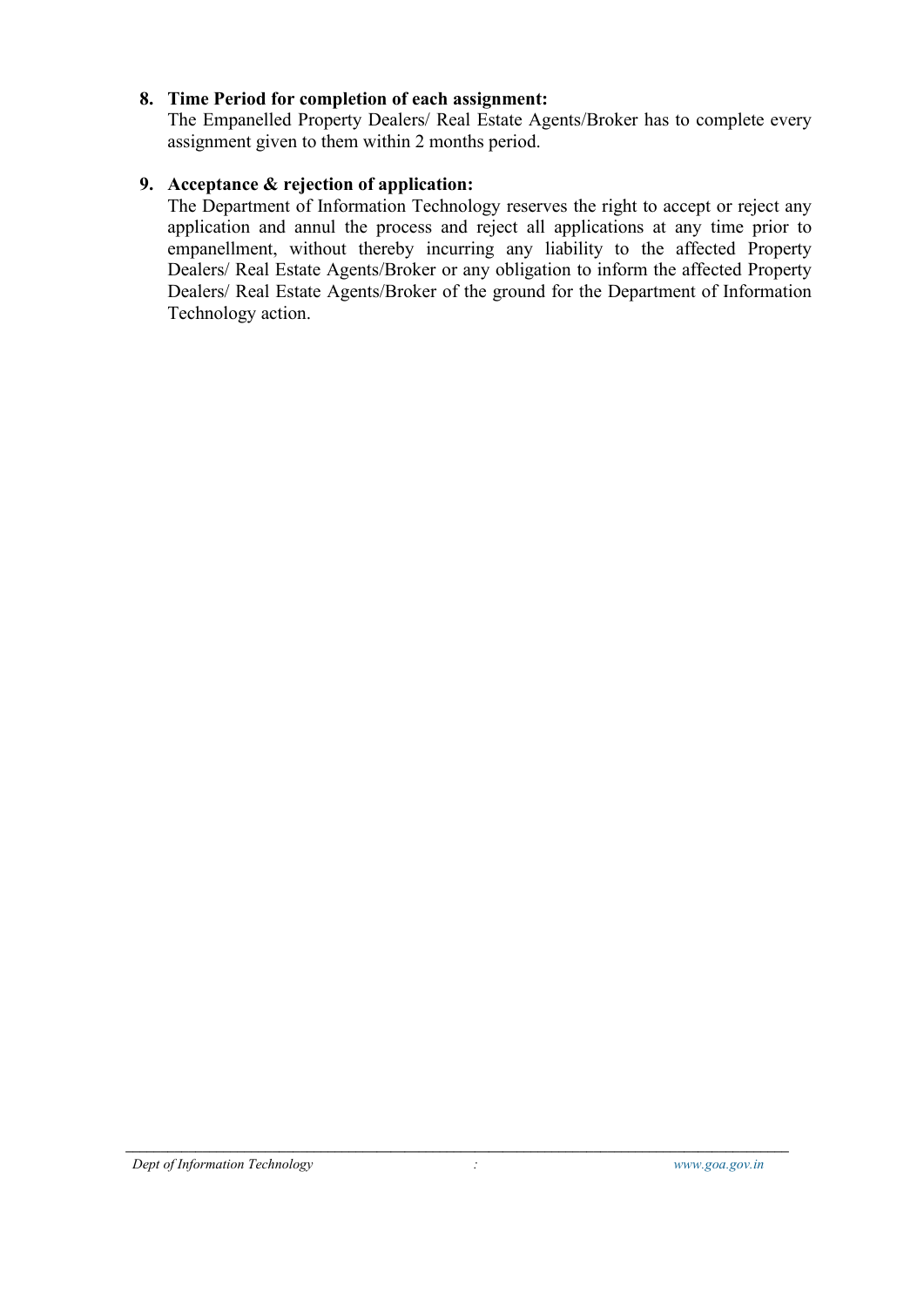8. **Time Period for completion of each assignment:**
   The Empanelled Property Dealers/ Real Estate Agents/Broker has to complete every assignment given to them within 2 months period.

9. **Acceptance & rejection of application:**
   The Department of Information Technology reserves the right to accept or reject any application and annul the process and reject all applications at any time prior to empanellment, without thereby incurring any liability to the affected Property Dealers/ Real Estate Agents/Broker or any obligation to inform the affected Property Dealers/ Real Estate Agents/Broker of the ground for the Department of Information Technology action.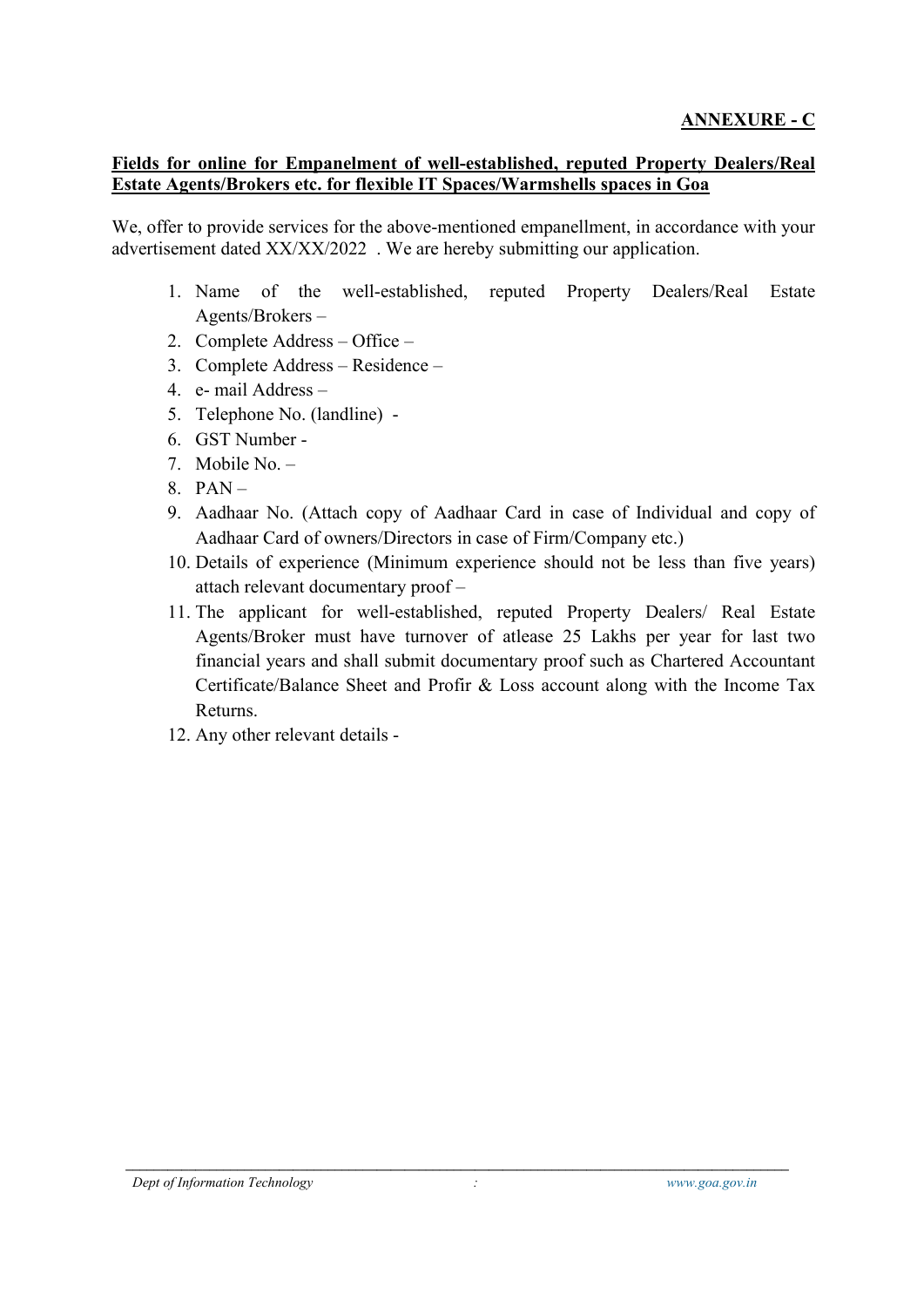**ANNEXURE - C**

**Fields for online for Empanelment of well-established, reputed Property Dealers/Real Estate Agents/Brokers etc. for flexible IT Spaces/Warmshells spaces in Goa**

We, offer to provide services for the above-mentioned empanellment, in accordance with your advertisement dated XX/XX/2022 . We are hereby submitting our application.

1. Name of the well-established, reputed Property Dealers/Real Estate Agents/Brokers –
2. Complete Address – Office –
3. Complete Address – Residence –
4. e- mail Address –
5. Telephone No. (landline) -
6. GST Number -
7. Mobile No. –
8. PAN –
9. Aadhaar No. (Attach copy of Aadhaar Card in case of Individual and copy of Aadhaar Card of owners/Directors in case of Firm/Company etc.)
10. Details of experience (Minimum experience should not be less than five years) attach relevant documentary proof –
11. The applicant for well-established, reputed Property Dealers/ Real Estate Agents/Broker must have turnover of atlease 25 Lakhs per year for last two financial years and shall submit documentary proof such as Chartered Accountant Certificate/Balance Sheet and Profir & Loss account along with the Income Tax Returns.
12. Any other relevant details -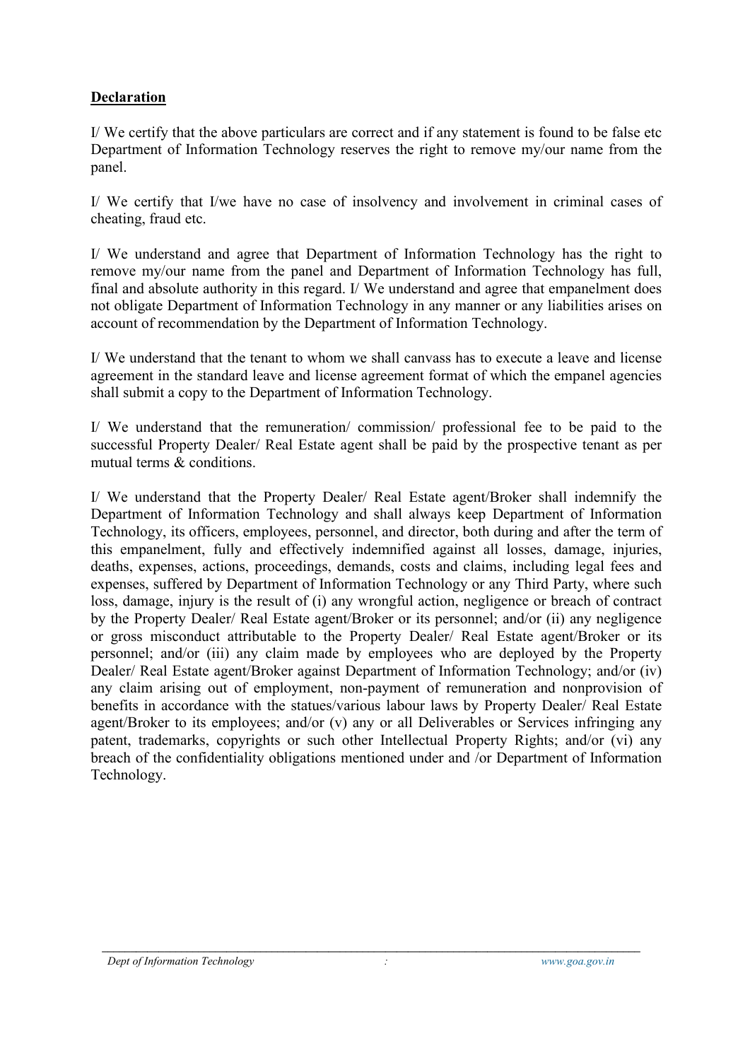**Declaration**

I/ We certify that the above particulars are correct and if any statement is found to be false etc Department of Information Technology reserves the right to remove my/our name from the panel.

I/ We certify that I/we have no case of insolvency and involvement in criminal cases of cheating, fraud etc.

I/ We understand and agree that Department of Information Technology has the right to remove my/our name from the panel and Department of Information Technology has full, final and absolute authority in this regard. I/ We understand and agree that empanelment does not obligate Department of Information Technology in any manner or any liabilities arises on account of recommendation by the Department of Information Technology.

I/ We understand that the tenant to whom we shall canvass has to execute a leave and license agreement in the standard leave and license agreement format of which the empanel agencies shall submit a copy to the Department of Information Technology.

I/ We understand that the remuneration/ commission/ professional fee to be paid to the successful Property Dealer/ Real Estate agent shall be paid by the prospective tenant as per mutual terms & conditions.

I/ We understand that the Property Dealer/ Real Estate agent/Broker shall indemnify the Department of Information Technology and shall always keep Department of Information Technology, its officers, employees, personnel, and director, both during and after the term of this empanelment, fully and effectively indemnified against all losses, damage, injuries, deaths, expenses, actions, proceedings, demands, costs and claims, including legal fees and expenses, suffered by Department of Information Technology or any Third Party, where such loss, damage, injury is the result of (i) any wrongful action, negligence or breach of contract by the Property Dealer/ Real Estate agent/Broker or its personnel; and/or (ii) any negligence or gross misconduct attributable to the Property Dealer/ Real Estate agent/Broker or its personnel; and/or (iii) any claim made by employees who are deployed by the Property Dealer/ Real Estate agent/Broker against Department of Information Technology; and/or (iv) any claim arising out of employment, non-payment of remuneration and nonprovision of benefits in accordance with the statues/various labour laws by Property Dealer/ Real Estate agent/Broker to its employees; and/or (v) any or all Deliverables or Services infringing any patent, trademarks, copyrights or such other Intellectual Property Rights; and/or (vi) any breach of the confidentiality obligations mentioned under and /or Department of Information Technology.